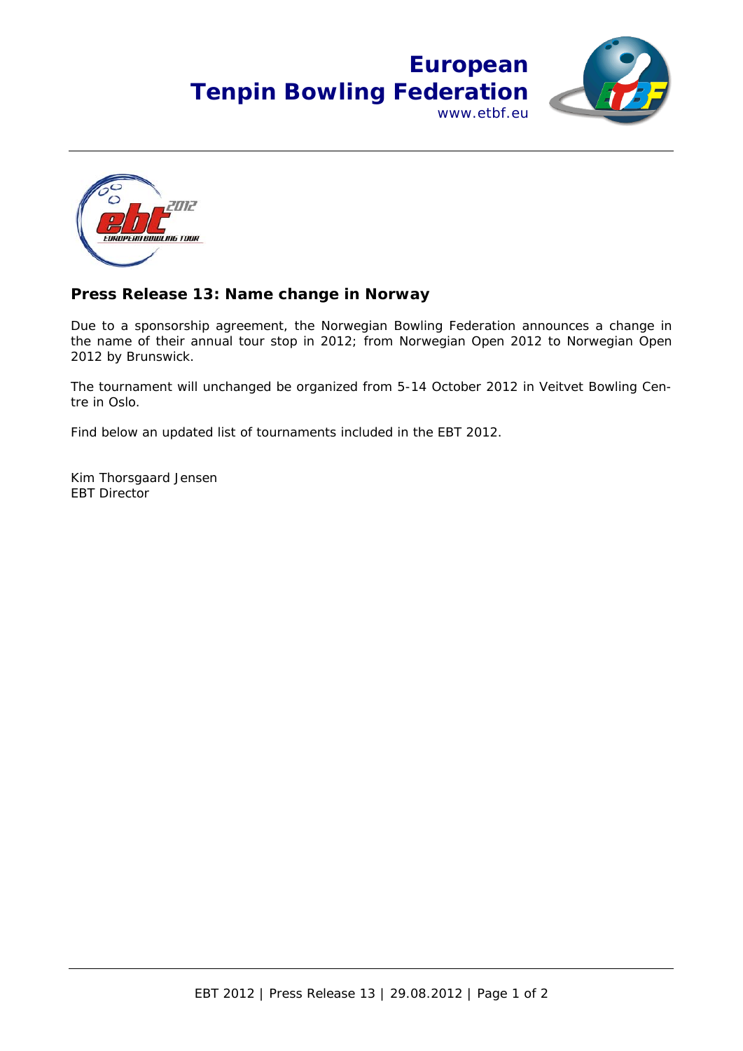# European Tenpin Bowling Federation

www.etbf.eu

## Press Release 13: Name change in Norway

Due to a sponsorship agreement, the Norwegian Bowling Federation announces a change in the name of their annual tour stop in 2012; from Norwegian Open 2012 to Norwegian Open 2012 by Brunswick.

The tournament will unchanged be organized from 5-14 October 2012 in Veitvet Bowling Centre in Oslo.

Find below an updated list of tournaments included in the EBT 2012.

Kim Thorsgaard Jensen
EBT Director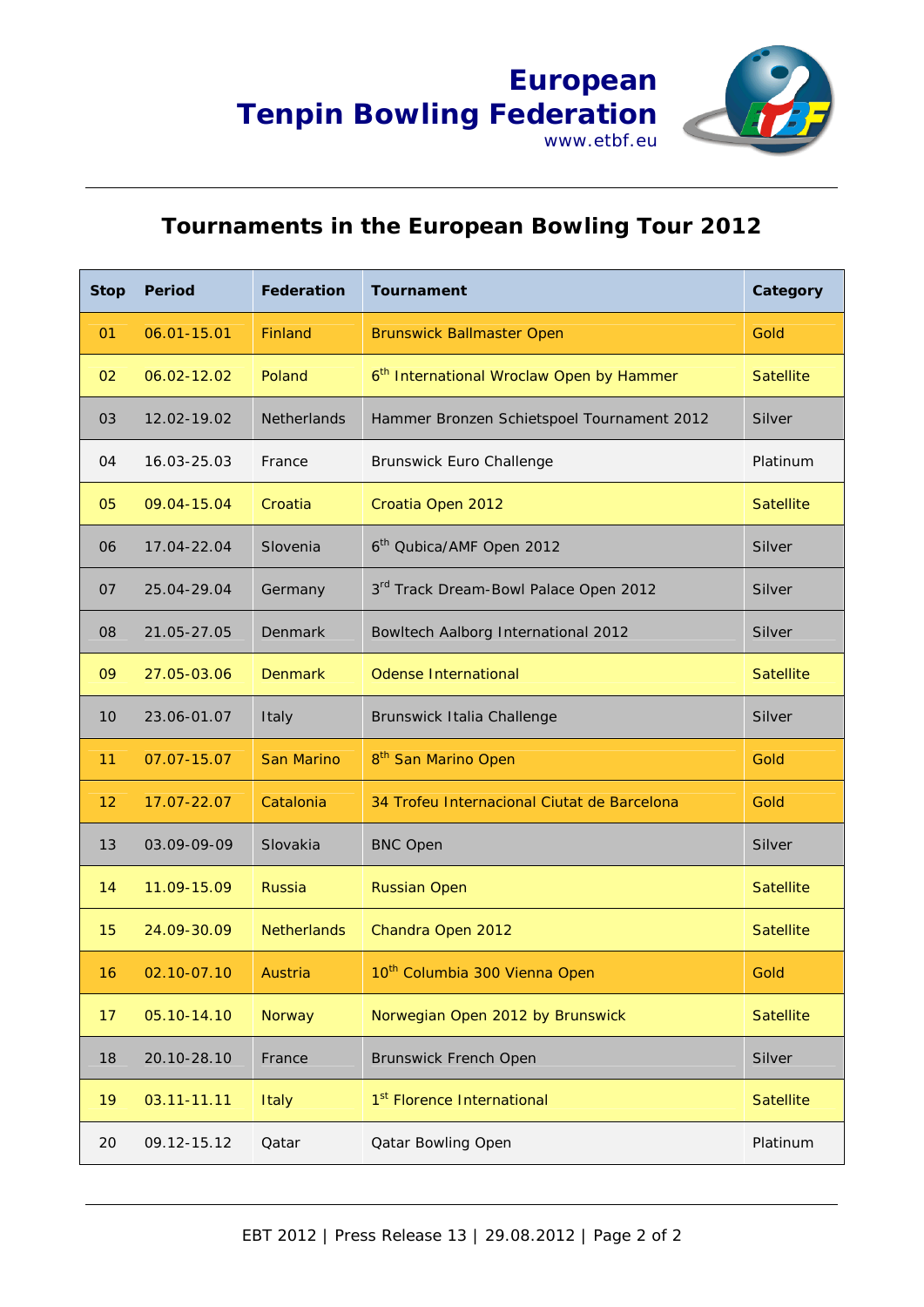# European Tenpin Bowling Federation

www.etbf.eu

## Tournaments in the European Bowling Tour 2012

| Stop | Period | Federation | Tournament | Category |
|---|---|---|---|---|
| 01 | 06.01-15.01 | Finland | Brunswick Ballmaster Open | Gold |
| 02 | 06.02-12.02 | Poland | 6th International Wroclaw Open by Hammer | Satellite |
| 03 | 12.02-19.02 | Netherlands | Hammer Bronzen Schietspoel Tournament 2012 | Silver |
| 04 | 16.03-25.03 | France | Brunswick Euro Challenge | Platinum |
| 05 | 09.04-15.04 | Croatia | Croatia Open 2012 | Satellite |
| 06 | 17.04-22.04 | Slovenia | 6th Qubica/AMF Open 2012 | Silver |
| 07 | 25.04-29.04 | Germany | 3rd Track Dream-Bowl Palace Open 2012 | Silver |
| 08 | 21.05-27.05 | Denmark | Bowltech Aalborg International 2012 | Silver |
| 09 | 27.05-03.06 | Denmark | Odense International | Satellite |
| 10 | 23.06-01.07 | Italy | Brunswick Italia Challenge | Silver |
| 11 | 07.07-15.07 | San Marino | 8th San Marino Open | Gold |
| 12 | 17.07-22.07 | Catalonia | 34 Trofeu Internacional Ciutat de Barcelona | Gold |
| 13 | 03.09-09-09 | Slovakia | BNC Open | Silver |
| 14 | 11.09-15.09 | Russia | Russian Open | Satellite |
| 15 | 24.09-30.09 | Netherlands | Chandra Open 2012 | Satellite |
| 16 | 02.10-07.10 | Austria | 10th Columbia 300 Vienna Open | Gold |
| 17 | 05.10-14.10 | Norway | Norwegian Open 2012 by Brunswick | Satellite |
| 18 | 20.10-28.10 | France | Brunswick French Open | Silver |
| 19 | 03.11-11.11 | Italy | 1st Florence International | Satellite |
| 20 | 09.12-15.12 | Qatar | Qatar Bowling Open | Platinum |